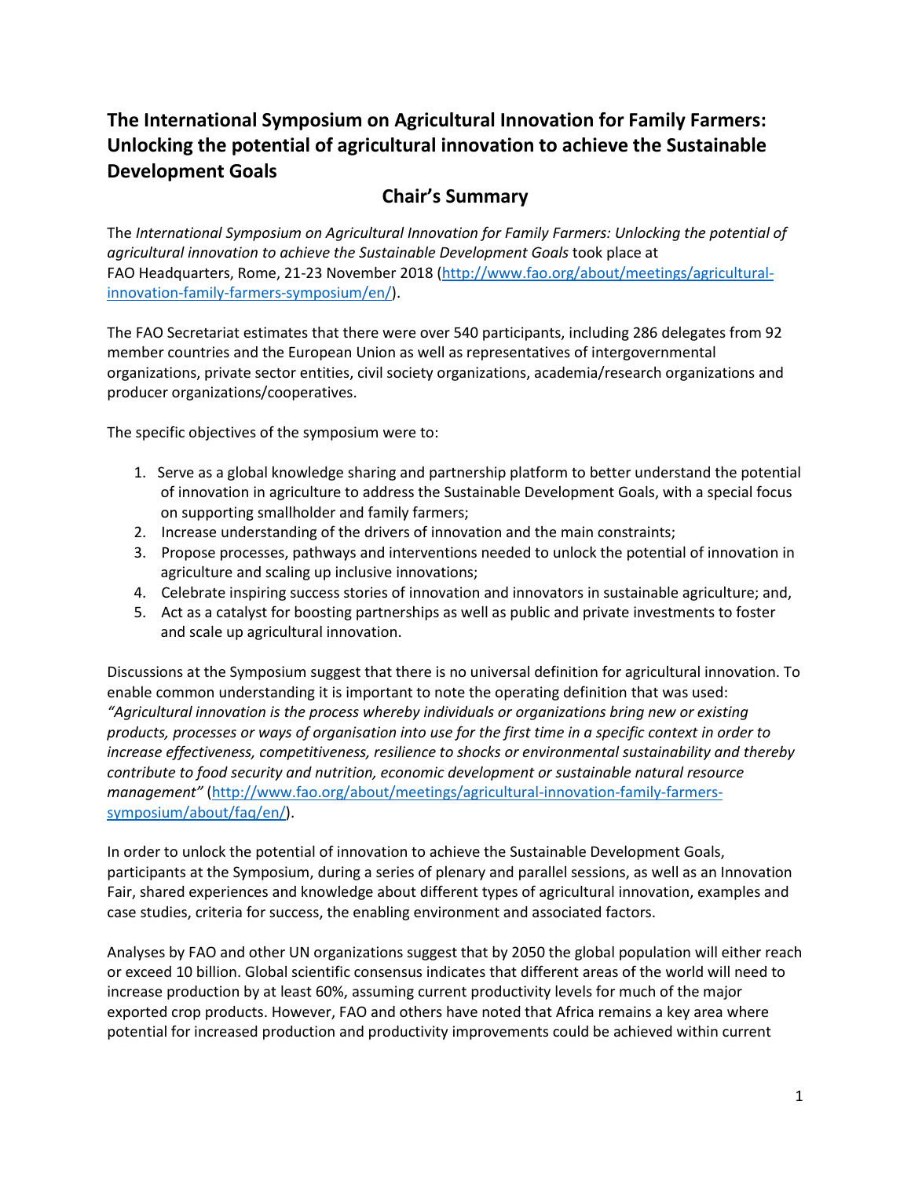# The International Symposium on Agricultural Innovation for Family Farmers: Unlocking the potential of agricultural innovation to achieve the Sustainable Development Goals

## Chair's Summary

The *International Symposium on Agricultural Innovation for Family Farmers: Unlocking the potential of agricultural innovation to achieve the Sustainable Development Goals* took place at FAO Headquarters, Rome, 21-23 November 2018 (http://www.fao.org/about/meetings/agricultural-innovation-family-farmers-symposium/en/).

The FAO Secretariat estimates that there were over 540 participants, including 286 delegates from 92 member countries and the European Union as well as representatives of intergovernmental organizations, private sector entities, civil society organizations, academia/research organizations and producer organizations/cooperatives.

The specific objectives of the symposium were to:

1. Serve as a global knowledge sharing and partnership platform to better understand the potential of innovation in agriculture to address the Sustainable Development Goals, with a special focus on supporting smallholder and family farmers;
2. Increase understanding of the drivers of innovation and the main constraints;
3. Propose processes, pathways and interventions needed to unlock the potential of innovation in agriculture and scaling up inclusive innovations;
4. Celebrate inspiring success stories of innovation and innovators in sustainable agriculture; and,
5. Act as a catalyst for boosting partnerships as well as public and private investments to foster and scale up agricultural innovation.

Discussions at the Symposium suggest that there is no universal definition for agricultural innovation. To enable common understanding it is important to note the operating definition that was used: *"Agricultural innovation is the process whereby individuals or organizations bring new or existing products, processes or ways of organisation into use for the first time in a specific context in order to increase effectiveness, competitiveness, resilience to shocks or environmental sustainability and thereby contribute to food security and nutrition, economic development or sustainable natural resource management"* (http://www.fao.org/about/meetings/agricultural-innovation-family-farmers-symposium/about/faq/en/).

In order to unlock the potential of innovation to achieve the Sustainable Development Goals, participants at the Symposium, during a series of plenary and parallel sessions, as well as an Innovation Fair, shared experiences and knowledge about different types of agricultural innovation, examples and case studies, criteria for success, the enabling environment and associated factors.

Analyses by FAO and other UN organizations suggest that by 2050 the global population will either reach or exceed 10 billion. Global scientific consensus indicates that different areas of the world will need to increase production by at least 60%, assuming current productivity levels for much of the major exported crop products. However, FAO and others have noted that Africa remains a key area where potential for increased production and productivity improvements could be achieved within current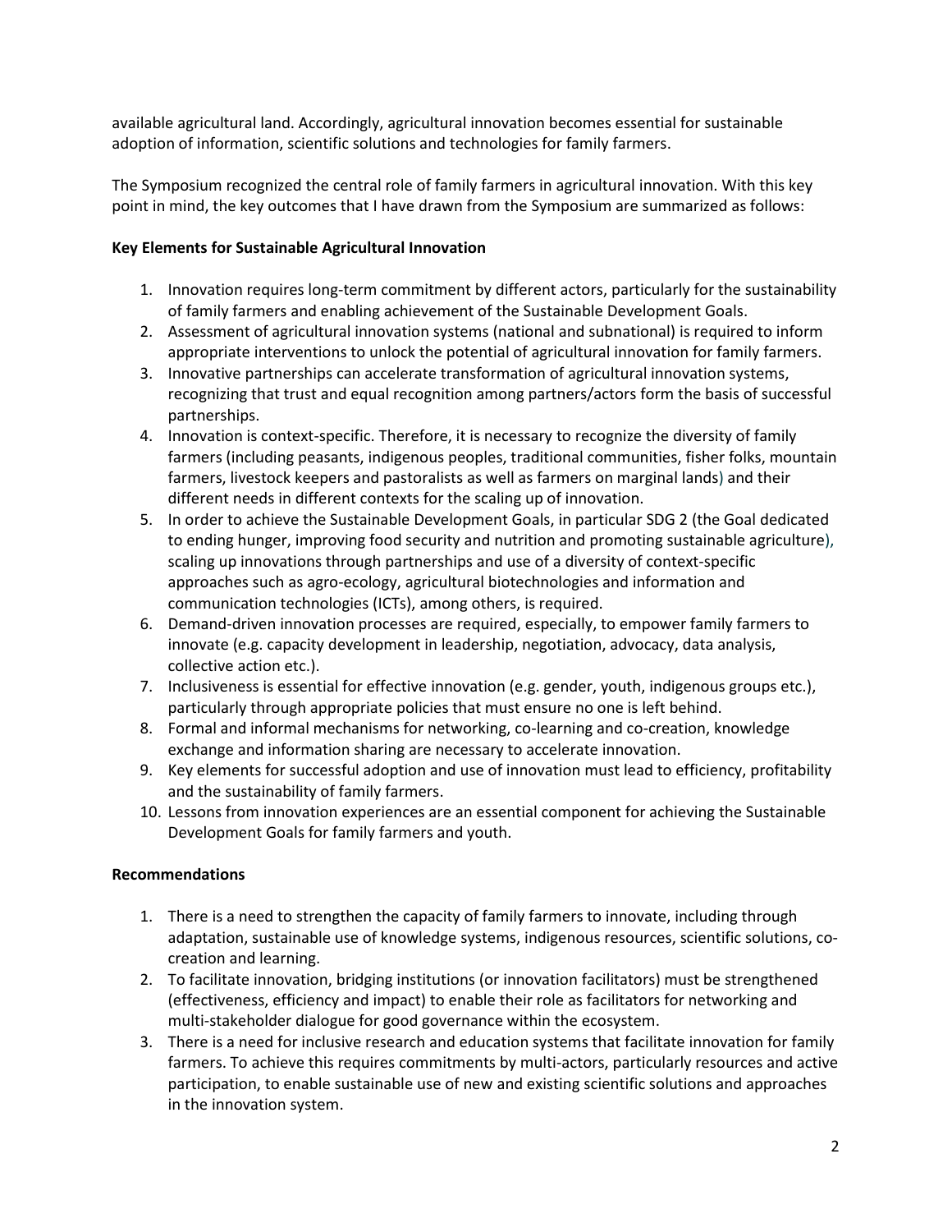available agricultural land. Accordingly, agricultural innovation becomes essential for sustainable adoption of information, scientific solutions and technologies for family farmers.

The Symposium recognized the central role of family farmers in agricultural innovation. With this key point in mind, the key outcomes that I have drawn from the Symposium are summarized as follows:

**Key Elements for Sustainable Agricultural Innovation**

1. Innovation requires long-term commitment by different actors, particularly for the sustainability of family farmers and enabling achievement of the Sustainable Development Goals.
2. Assessment of agricultural innovation systems (national and subnational) is required to inform appropriate interventions to unlock the potential of agricultural innovation for family farmers.
3. Innovative partnerships can accelerate transformation of agricultural innovation systems, recognizing that trust and equal recognition among partners/actors form the basis of successful partnerships.
4. Innovation is context-specific. Therefore, it is necessary to recognize the diversity of family farmers (including peasants, indigenous peoples, traditional communities, fisher folks, mountain farmers, livestock keepers and pastoralists as well as farmers on marginal lands) and their different needs in different contexts for the scaling up of innovation.
5. In order to achieve the Sustainable Development Goals, in particular SDG 2 (the Goal dedicated to ending hunger, improving food security and nutrition and promoting sustainable agriculture), scaling up innovations through partnerships and use of a diversity of context-specific approaches such as agro-ecology, agricultural biotechnologies and information and communication technologies (ICTs), among others, is required.
6. Demand-driven innovation processes are required, especially, to empower family farmers to innovate (e.g. capacity development in leadership, negotiation, advocacy, data analysis, collective action etc.).
7. Inclusiveness is essential for effective innovation (e.g. gender, youth, indigenous groups etc.), particularly through appropriate policies that must ensure no one is left behind.
8. Formal and informal mechanisms for networking, co-learning and co-creation, knowledge exchange and information sharing are necessary to accelerate innovation.
9. Key elements for successful adoption and use of innovation must lead to efficiency, profitability and the sustainability of family farmers.
10. Lessons from innovation experiences are an essential component for achieving the Sustainable Development Goals for family farmers and youth.

**Recommendations**

1. There is a need to strengthen the capacity of family farmers to innovate, including through adaptation, sustainable use of knowledge systems, indigenous resources, scientific solutions, co-creation and learning.
2. To facilitate innovation, bridging institutions (or innovation facilitators) must be strengthened (effectiveness, efficiency and impact) to enable their role as facilitators for networking and multi-stakeholder dialogue for good governance within the ecosystem.
3. There is a need for inclusive research and education systems that facilitate innovation for family farmers. To achieve this requires commitments by multi-actors, particularly resources and active participation, to enable sustainable use of new and existing scientific solutions and approaches in the innovation system.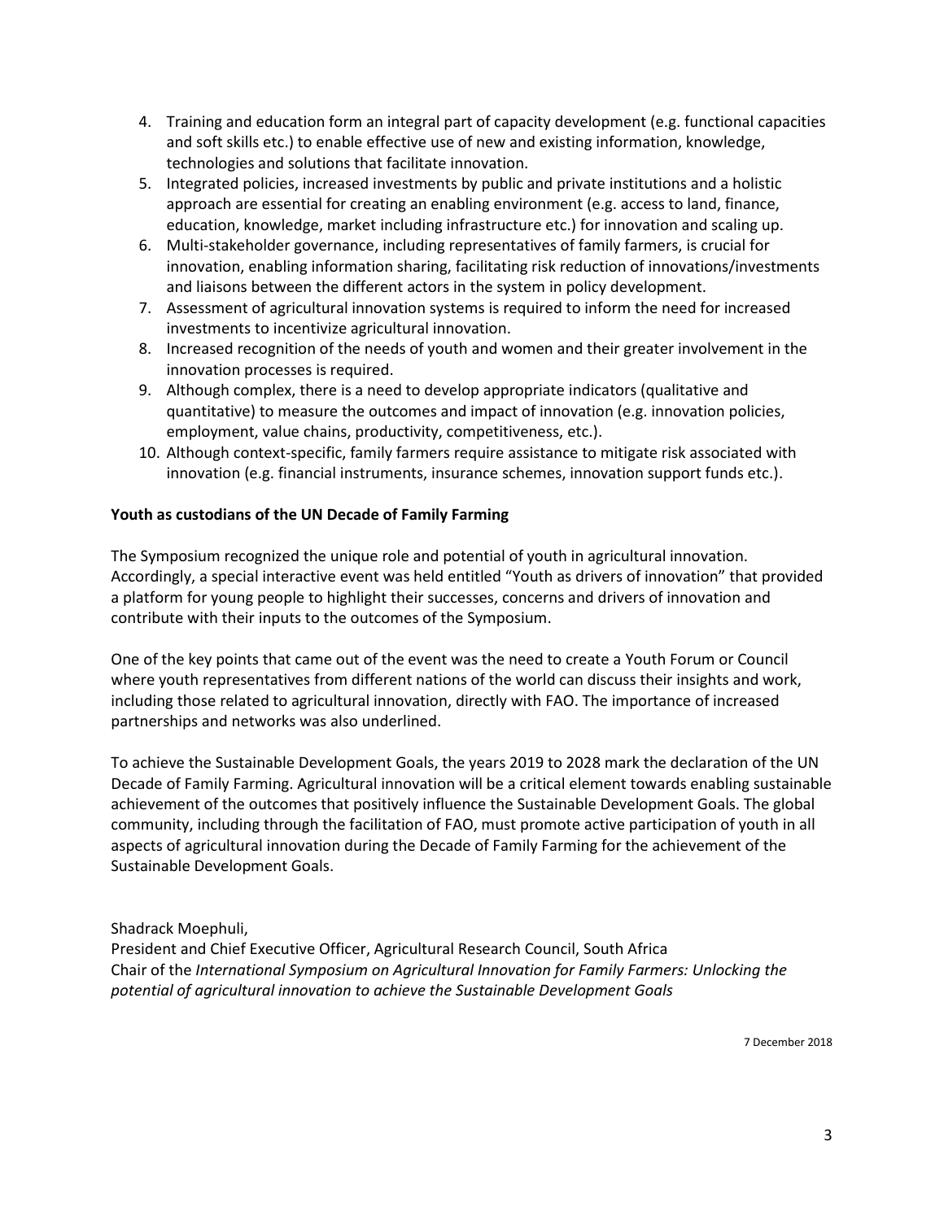4. Training and education form an integral part of capacity development (e.g. functional capacities and soft skills etc.) to enable effective use of new and existing information, knowledge, technologies and solutions that facilitate innovation.
5. Integrated policies, increased investments by public and private institutions and a holistic approach are essential for creating an enabling environment (e.g. access to land, finance, education, knowledge, market including infrastructure etc.) for innovation and scaling up.
6. Multi-stakeholder governance, including representatives of family farmers, is crucial for innovation, enabling information sharing, facilitating risk reduction of innovations/investments and liaisons between the different actors in the system in policy development.
7. Assessment of agricultural innovation systems is required to inform the need for increased investments to incentivize agricultural innovation.
8. Increased recognition of the needs of youth and women and their greater involvement in the innovation processes is required.
9. Although complex, there is a need to develop appropriate indicators (qualitative and quantitative) to measure the outcomes and impact of innovation (e.g. innovation policies, employment, value chains, productivity, competitiveness, etc.).
10. Although context-specific, family farmers require assistance to mitigate risk associated with innovation (e.g. financial instruments, insurance schemes, innovation support funds etc.).

**Youth as custodians of the UN Decade of Family Farming**

The Symposium recognized the unique role and potential of youth in agricultural innovation. Accordingly, a special interactive event was held entitled "Youth as drivers of innovation" that provided a platform for young people to highlight their successes, concerns and drivers of innovation and contribute with their inputs to the outcomes of the Symposium.

One of the key points that came out of the event was the need to create a Youth Forum or Council where youth representatives from different nations of the world can discuss their insights and work, including those related to agricultural innovation, directly with FAO. The importance of increased partnerships and networks was also underlined.

To achieve the Sustainable Development Goals, the years 2019 to 2028 mark the declaration of the UN Decade of Family Farming. Agricultural innovation will be a critical element towards enabling sustainable achievement of the outcomes that positively influence the Sustainable Development Goals. The global community, including through the facilitation of FAO, must promote active participation of youth in all aspects of agricultural innovation during the Decade of Family Farming for the achievement of the Sustainable Development Goals.

Shadrack Moephuli,
President and Chief Executive Officer, Agricultural Research Council, South Africa
Chair of the *International Symposium on Agricultural Innovation for Family Farmers: Unlocking the potential of agricultural innovation to achieve the Sustainable Development Goals*

7 December 2018